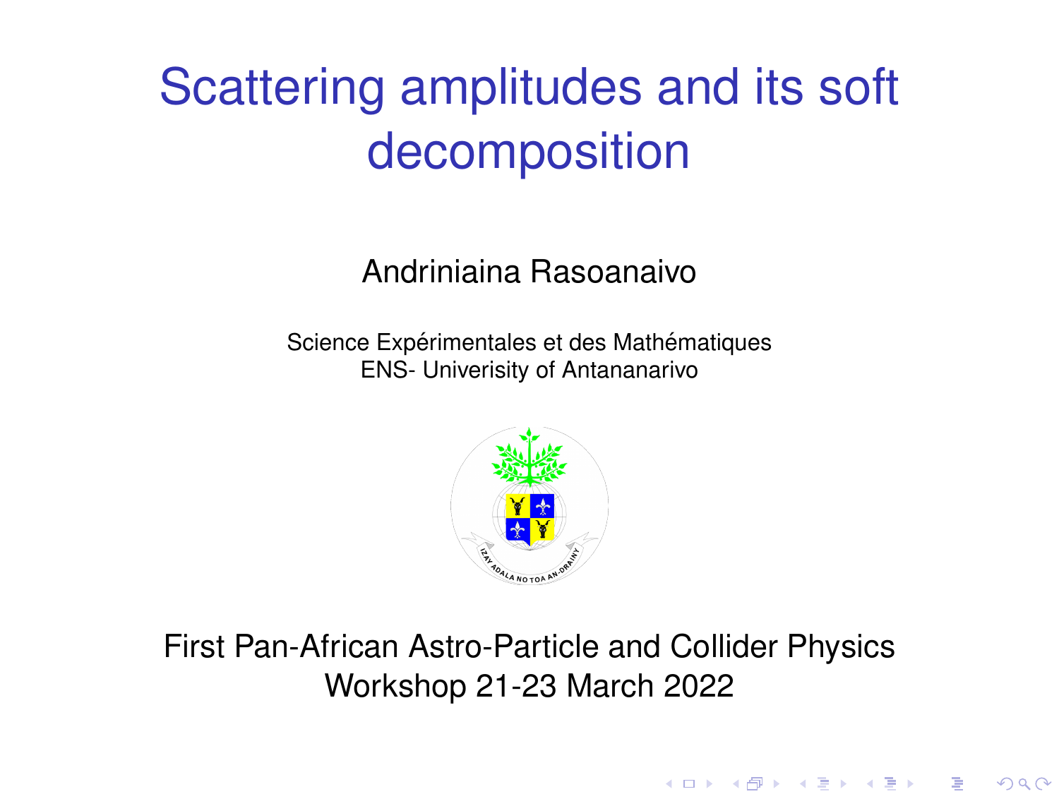# Scattering amplitudes and its soft decomposition

Andriniaina Rasoanaivo

Science Expérimentales et des Mathématiques
ENS- Univerisity of Antananarivo

First Pan-African Astro-Particle and Collider Physics Workshop 21-23 March 2022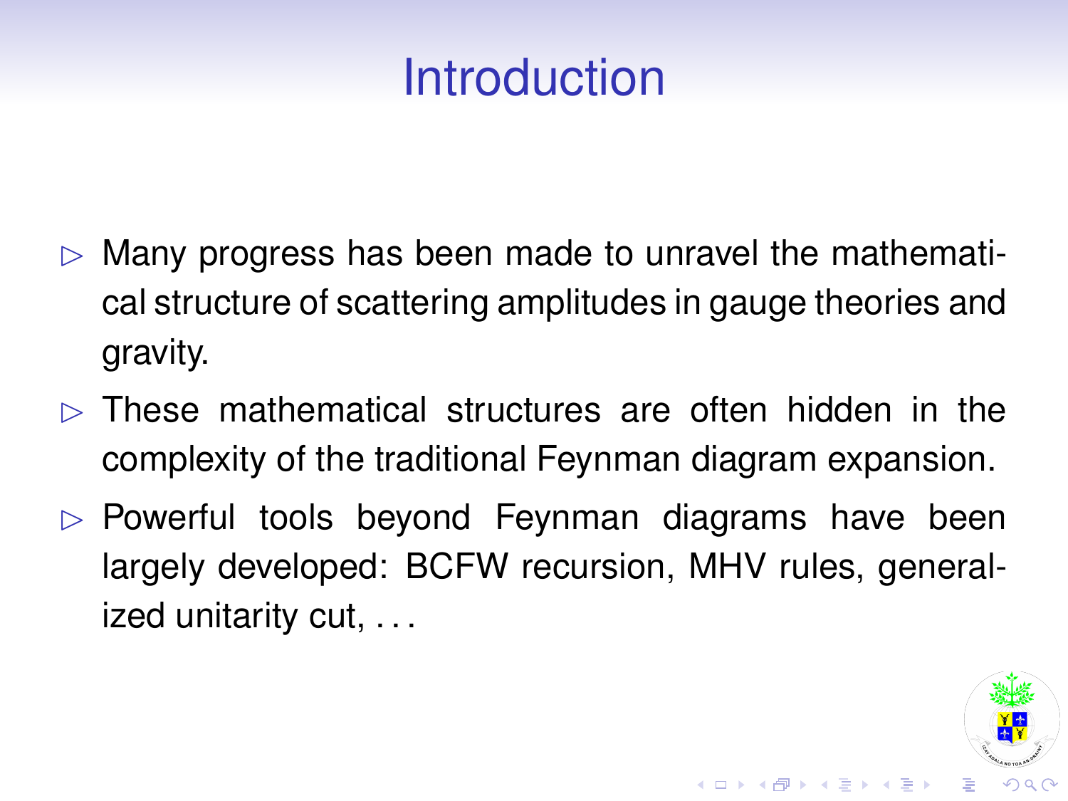# Introduction

- Many progress has been made to unravel the mathematical structure of scattering amplitudes in gauge theories and gravity.
- These mathematical structures are often hidden in the complexity of the traditional Feynman diagram expansion.
- Powerful tools beyond Feynman diagrams have been largely developed: BCFW recursion, MHV rules, generalized unitarity cut, ...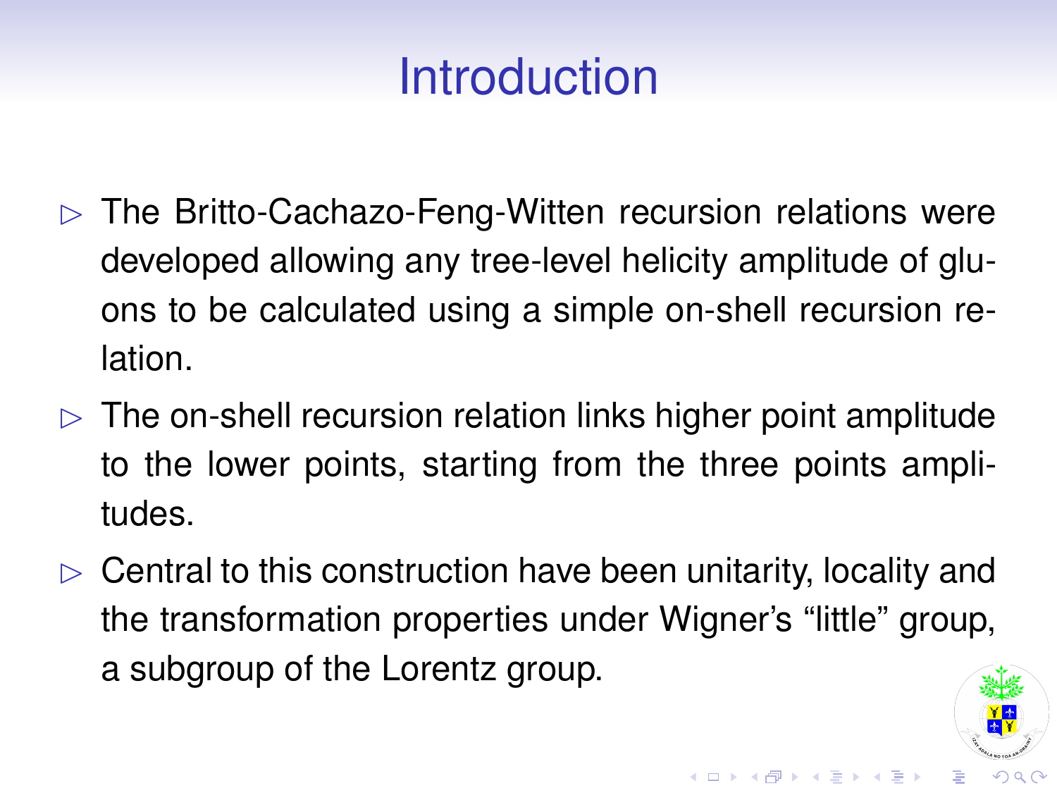# Introduction

- The Britto-Cachazo-Feng-Witten recursion relations were developed allowing any tree-level helicity amplitude of gluons to be calculated using a simple on-shell recursion relation.
- The on-shell recursion relation links higher point amplitude to the lower points, starting from the three points amplitudes.
- Central to this construction have been unitarity, locality and the transformation properties under Wigner's "little" group, a subgroup of the Lorentz group.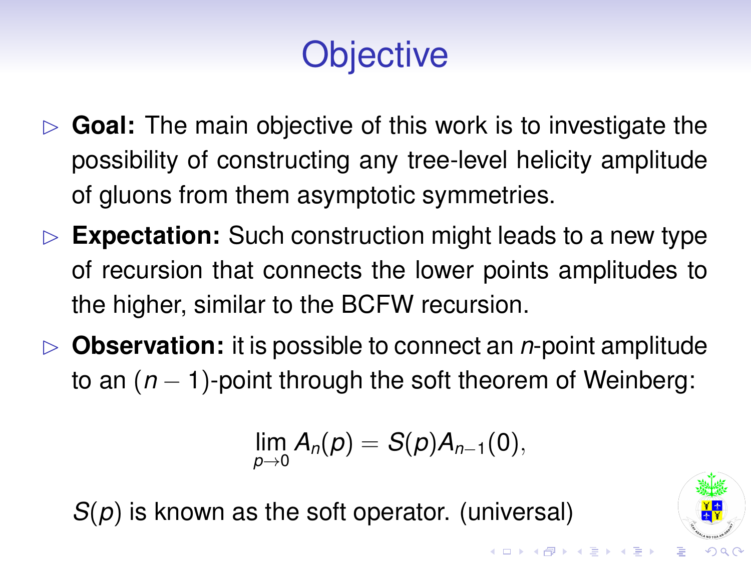# Objective

- **Goal:** The main objective of this work is to investigate the possibility of constructing any tree-level helicity amplitude of gluons from them asymptotic symmetries.
- **Expectation:** Such construction might leads to a new type of recursion that connects the lower points amplitudes to the higher, similar to the BCFW recursion.
- **Observation:** it is possible to connect an $n$-point amplitude to an $(n-1)$-point through the soft theorem of Weinberg:

$$\lim_{p \to 0} A_n(p) = S(p) A_{n-1}(0),$$

$S(p)$ is known as the soft operator. (universal)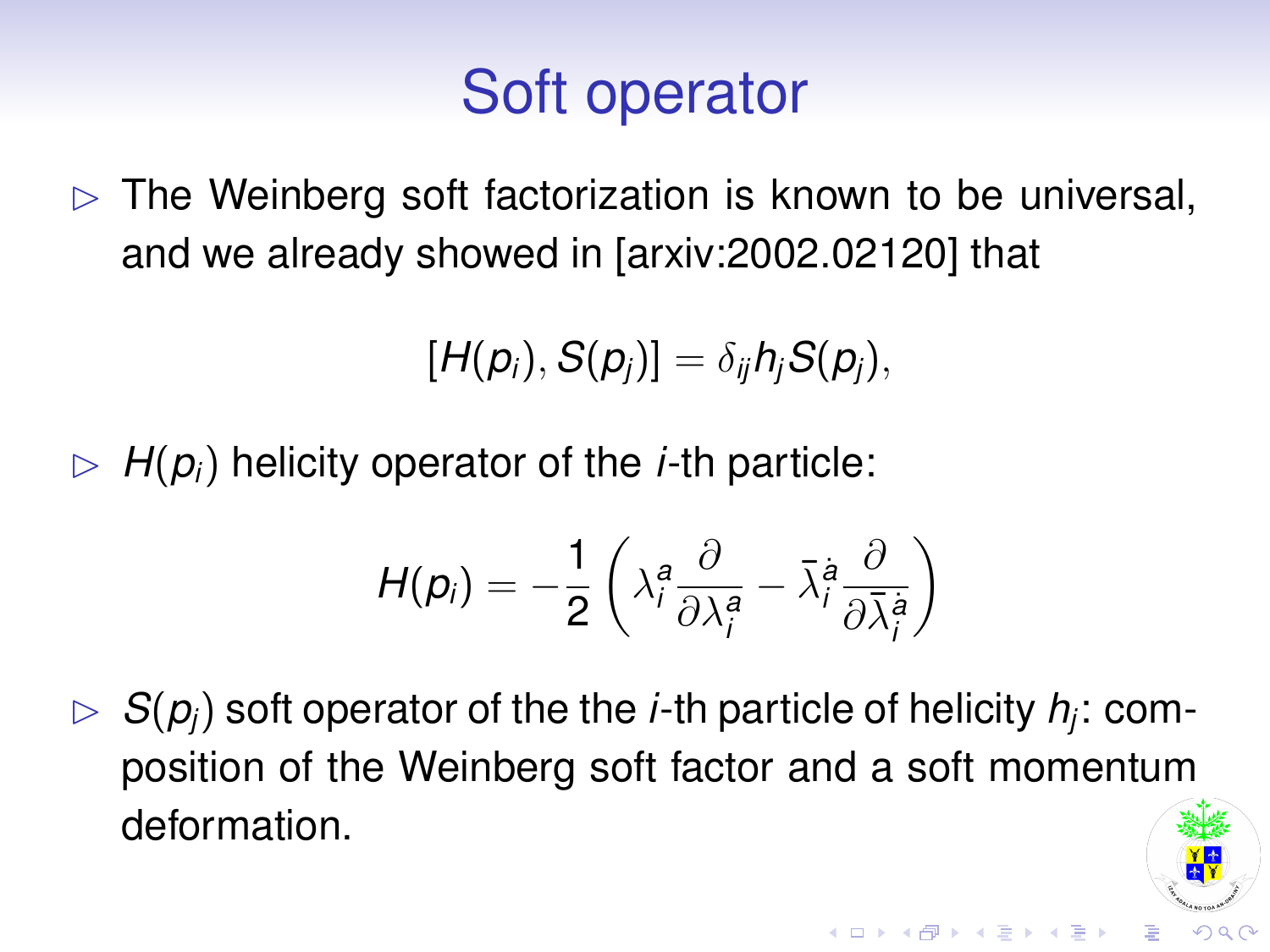# Soft operator

- The Weinberg soft factorization is known to be universal, and we already showed in [arxiv:2002.02120] that

$$[H(p_i), S(p_j)] = \delta_{ij} h_j S(p_j),$$

- $H(p_i)$ helicity operator of the $i$-th particle:

$$H(p_i) = -\frac{1}{2}\left(\lambda_i^a \frac{\partial}{\partial \lambda_i^a} - \bar{\lambda}_i^{\dot{a}} \frac{\partial}{\partial \bar{\lambda}_i^{\dot{a}}}\right)$$

- $S(p_j)$ soft operator of the the $i$-th particle of helicity $h_j$: composition of the Weinberg soft factor and a soft momentum deformation.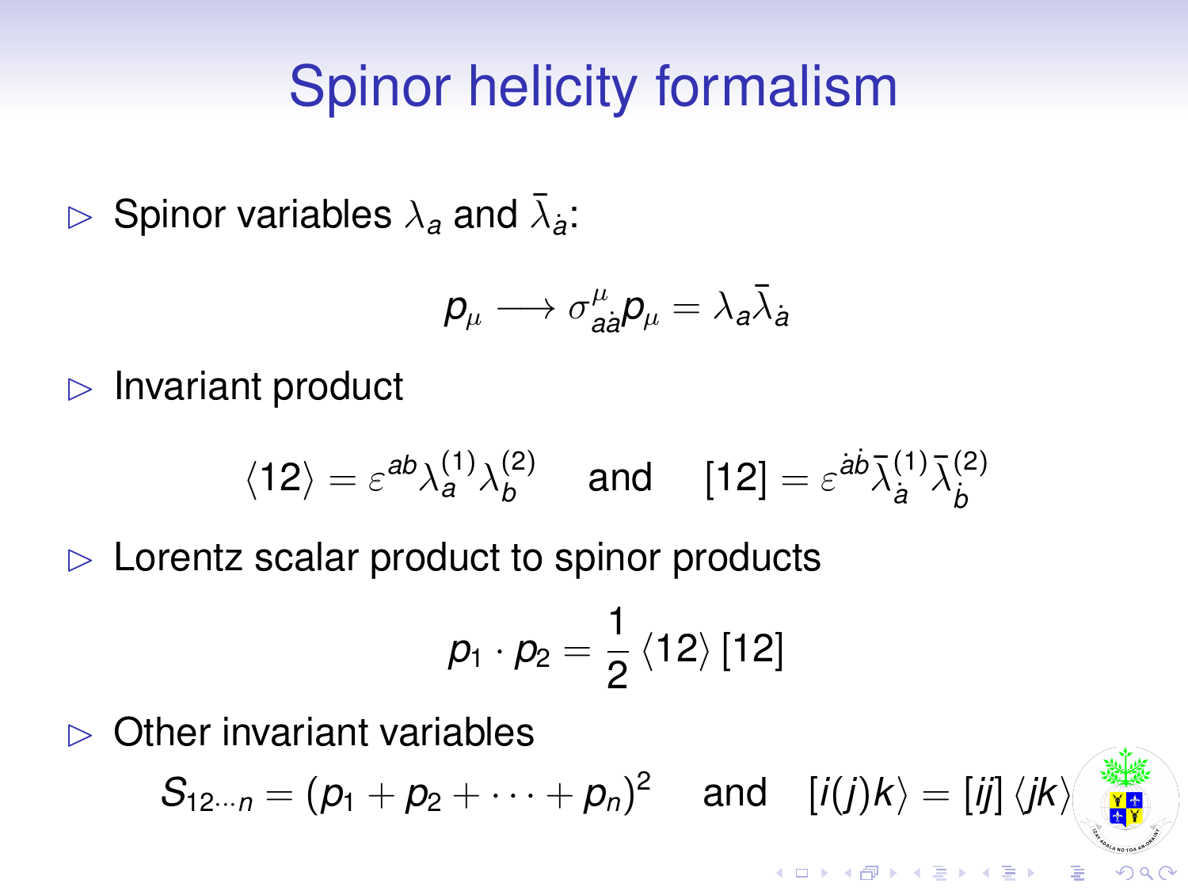# Spinor helicity formalism

- Spinor variables $\lambda_a$ and $\bar{\lambda}_{\dot{a}}$:

$$p_\mu \longrightarrow \sigma^\mu_{a\dot{a}} p_\mu = \lambda_a \bar{\lambda}_{\dot{a}}$$

- Invariant product

$$\langle 12 \rangle = \varepsilon^{ab} \lambda^{(1)}_a \lambda^{(2)}_b \quad \text{and} \quad [12] = \varepsilon^{\dot{a}\dot{b}} \bar{\lambda}^{(1)}_{\dot{a}} \bar{\lambda}^{(2)}_{\dot{b}}$$

- Lorentz scalar product to spinor products

$$p_1 \cdot p_2 = \frac{1}{2} \langle 12 \rangle [12]$$

- Other invariant variables

$$S_{12\cdots n} = (p_1 + p_2 + \cdots + p_n)^2 \quad \text{and} \quad [i(j)k\rangle = [ij] \langle jk \rangle$$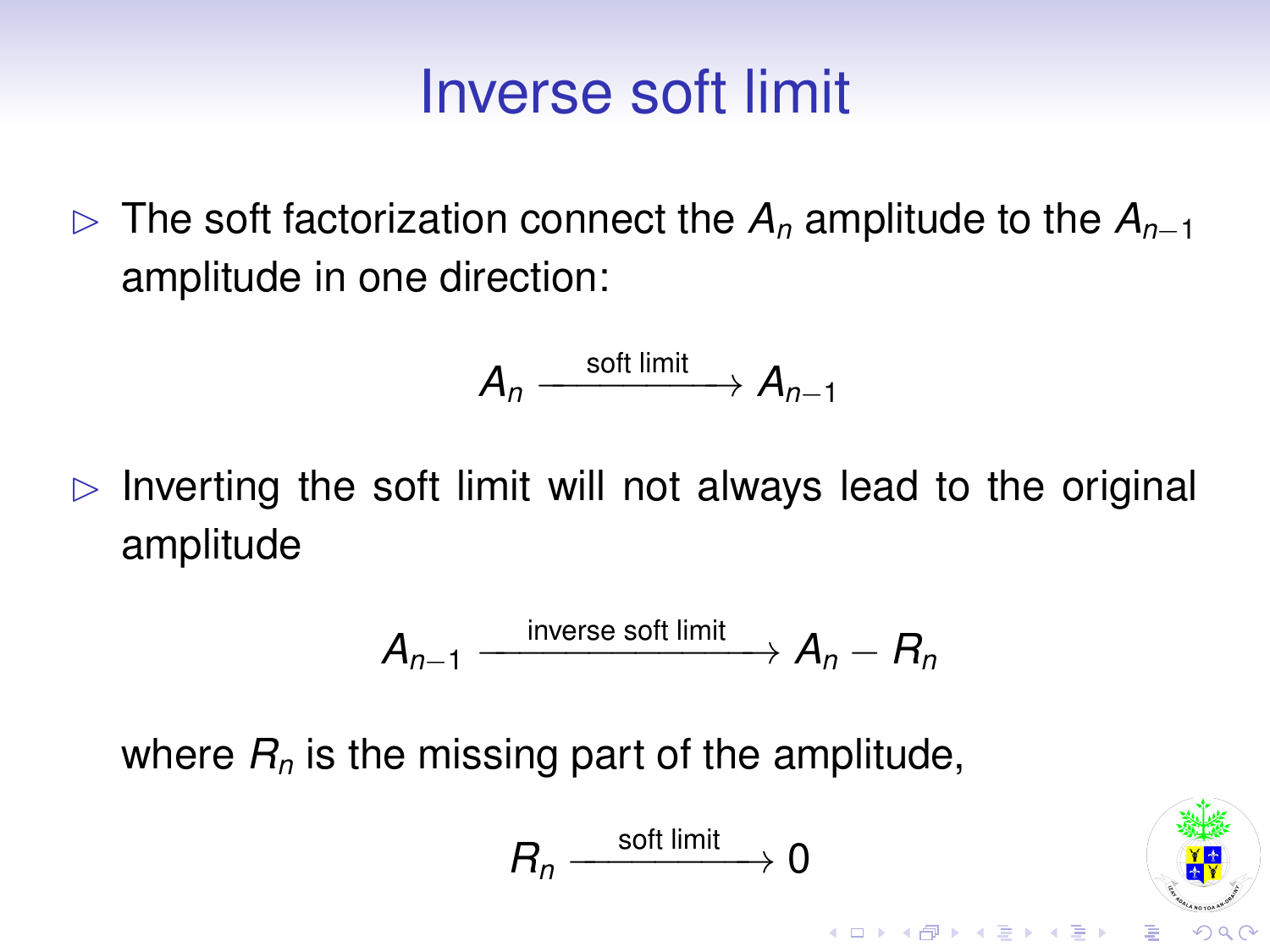# Inverse soft limit

- The soft factorization connect the $A_n$ amplitude to the $A_{n-1}$ amplitude in one direction:

$$A_n \xrightarrow{\text{soft limit}} A_{n-1}$$

- Inverting the soft limit will not always lead to the original amplitude

$$A_{n-1} \xrightarrow{\text{inverse soft limit}} A_n - R_n$$

where $R_n$ is the missing part of the amplitude,

$$R_n \xrightarrow{\text{soft limit}} 0$$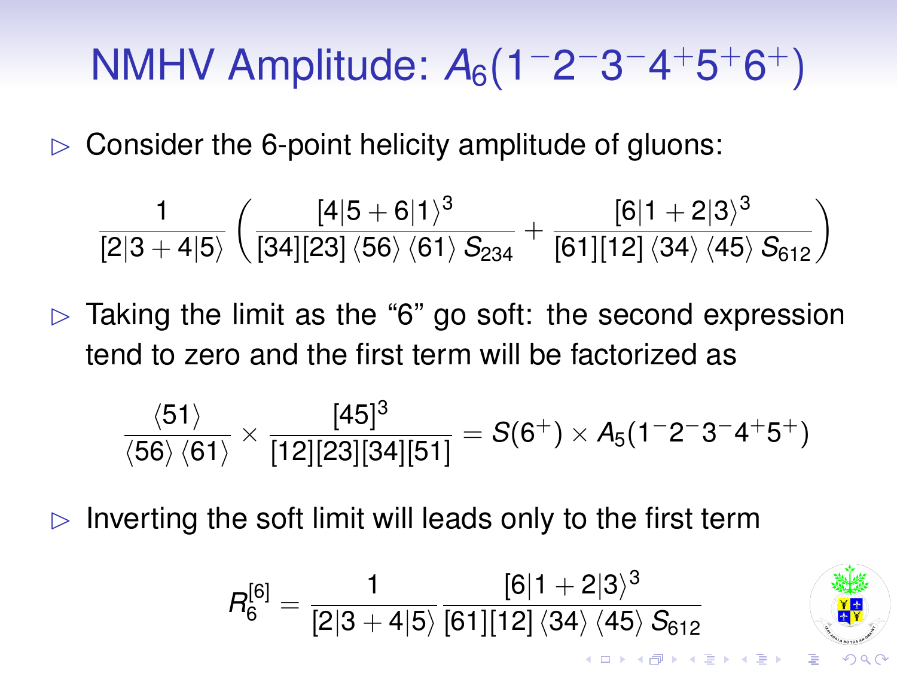# NMHV Amplitude: $A_6(1^-2^-3^-4^+5^+6^+)$

- Consider the 6-point helicity amplitude of gluons:

$$\frac{1}{[2|3+4|5\rangle}\left(\frac{[4|5+6|1\rangle^3}{[34][23]\langle 56\rangle\langle 61\rangle S_{234}}+\frac{[6|1+2|3\rangle^3}{[61][12]\langle 34\rangle\langle 45\rangle S_{612}}\right)$$

- Taking the limit as the "6" go soft: the second expression tend to zero and the first term will be factorized as

$$\frac{\langle 51\rangle}{\langle 56\rangle\langle 61\rangle}\times\frac{[45]^3}{[12][23][34][51]}=S(6^+)\times A_5(1^-2^-3^-4^+5^+)$$

- Inverting the soft limit will leads only to the first term

$$R_6^{[6]}=\frac{1}{[2|3+4|5\rangle}\frac{[6|1+2|3\rangle^3}{[61][12]\langle 34\rangle\langle 45\rangle S_{612}}$$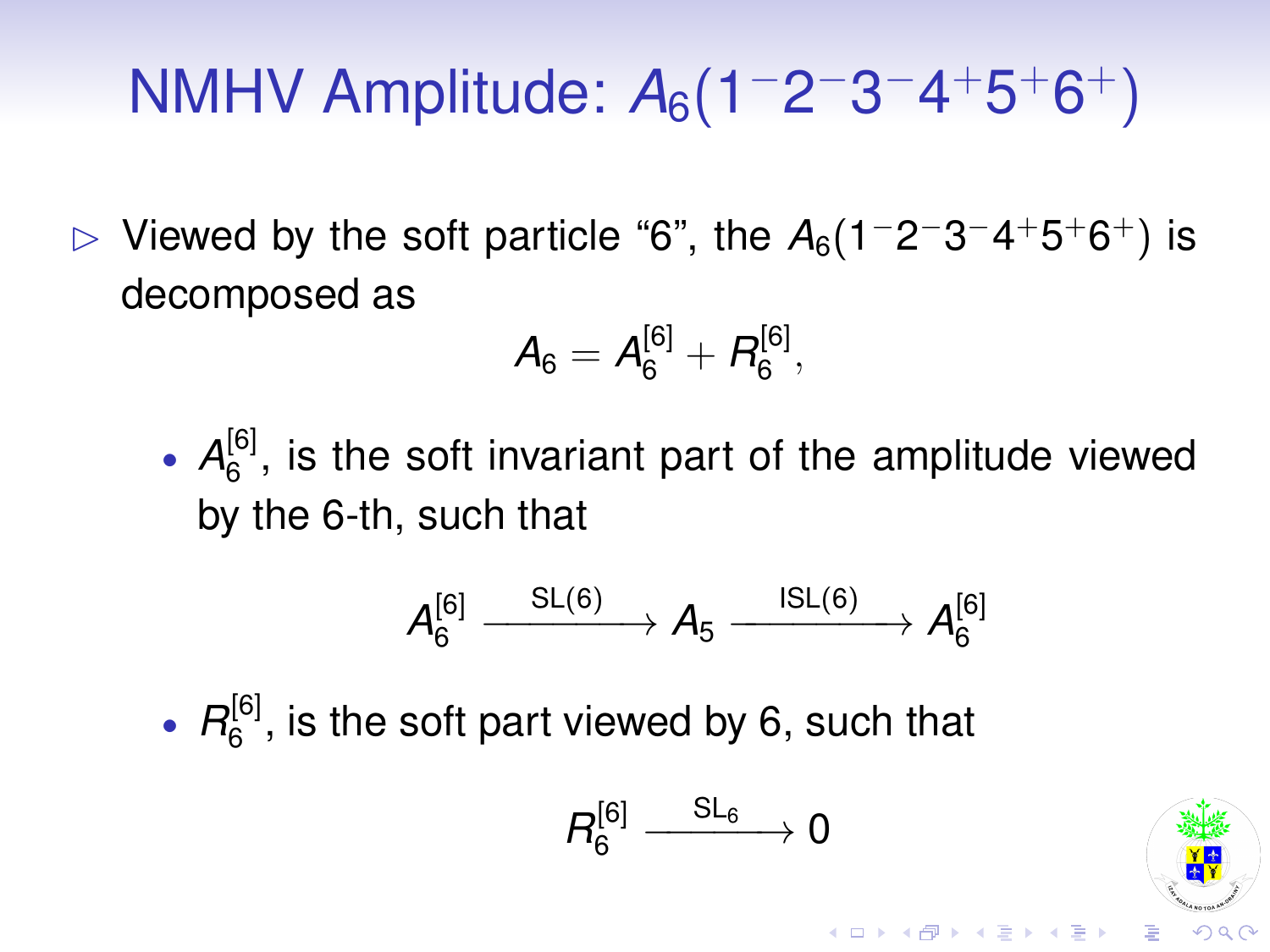# NMHV Amplitude: $A_6(1^-2^-3^-4^+5^+6^+)$

▷ Viewed by the soft particle “6”, the $A_6(1^-2^-3^-4^+5^+6^+)$ is decomposed as

$$A_6 = A_6^{[6]} + R_6^{[6]},$$

- $A_6^{[6]}$, is the soft invariant part of the amplitude viewed by the 6-th, such that

$$A_6^{[6]} \xrightarrow{\text{SL}(6)} A_5 \xrightarrow{\text{ISL}(6)} A_6^{[6]}$$

- $R_6^{[6]}$, is the soft part viewed by 6, such that

$$R_6^{[6]} \xrightarrow{\text{SL}_6} 0$$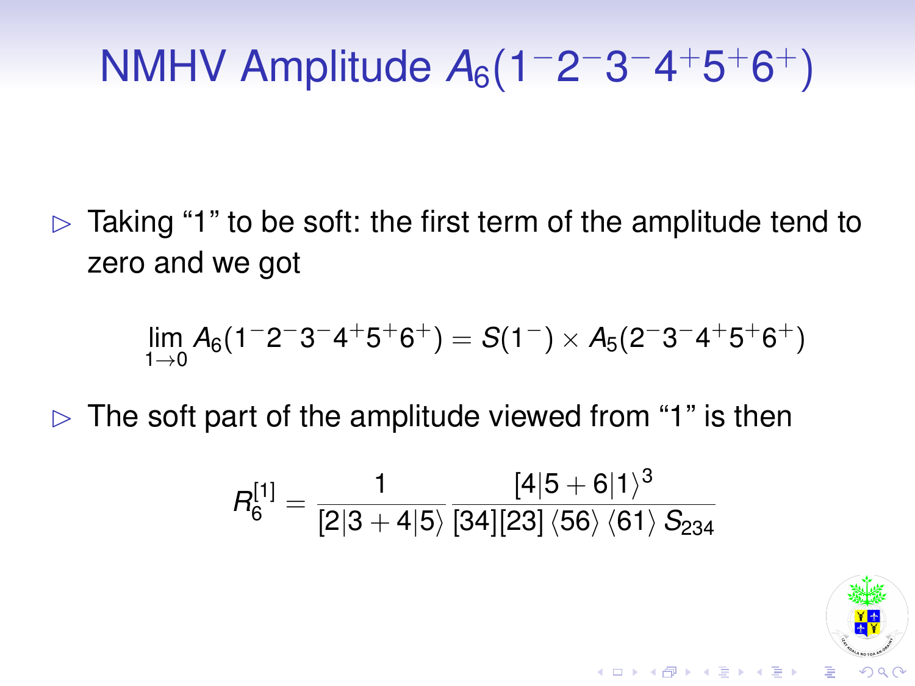# NMHV Amplitude $A_6(1^-2^-3^-4^+5^+6^+)$

- Taking "1" to be soft: the first term of the amplitude tend to zero and we got

$$\lim_{1\to 0} A_6(1^-2^-3^-4^+5^+6^+) = S(1^-) \times A_5(2^-3^-4^+5^+6^+)$$

- The soft part of the amplitude viewed from "1" is then

$$R_6^{[1]} = \frac{1}{[2|3+4|5\rangle} \frac{[4|5+6|1\rangle^3}{[34][23]\langle 56\rangle \langle 61\rangle S_{234}}$$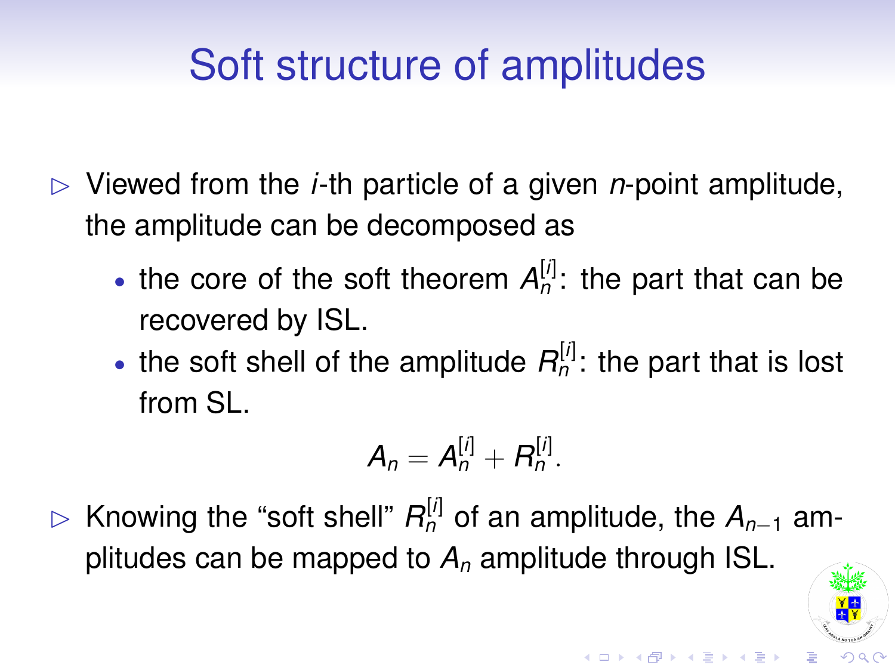# Soft structure of amplitudes

- Viewed from the $i$-th particle of a given $n$-point amplitude, the amplitude can be decomposed as
  - the core of the soft theorem $A_n^{[i]}$: the part that can be recovered by ISL.
  - the soft shell of the amplitude $R_n^{[i]}$: the part that is lost from SL.

$$A_n = A_n^{[i]} + R_n^{[i]}.$$

- Knowing the "soft shell" $R_n^{[i]}$ of an amplitude, the $A_{n-1}$ amplitudes can be mapped to $A_n$ amplitude through ISL.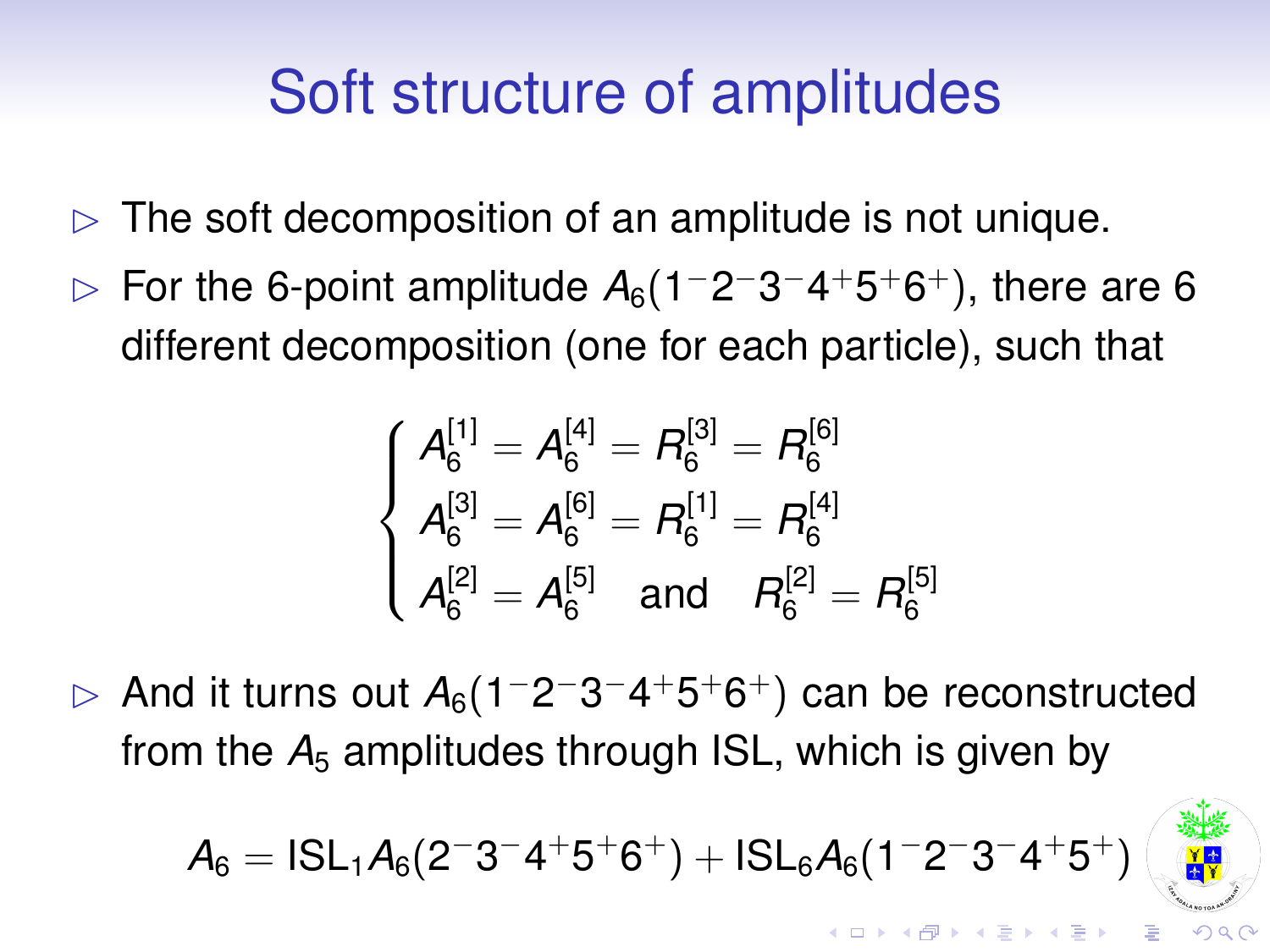# Soft structure of amplitudes

- The soft decomposition of an amplitude is not unique.
- For the 6-point amplitude $A_6(1^-2^-3^-4^+5^+6^+)$, there are 6 different decomposition (one for each particle), such that

$$
\begin{cases}
A_6^{[1]} = A_6^{[4]} = R_6^{[3]} = R_6^{[6]} \\
A_6^{[3]} = A_6^{[6]} = R_6^{[1]} = R_6^{[4]} \\
A_6^{[2]} = A_6^{[5]} \quad \text{and} \quad R_6^{[2]} = R_6^{[5]}
\end{cases}
$$

- And it turns out $A_6(1^-2^-3^-4^+5^+6^+)$ can be reconstructed from the $A_5$ amplitudes through ISL, which is given by

$$
A_6 = \text{ISL}_1 A_6(2^-3^-4^+5^+6^+) + \text{ISL}_6 A_6(1^-2^-3^-4^+5^+)
$$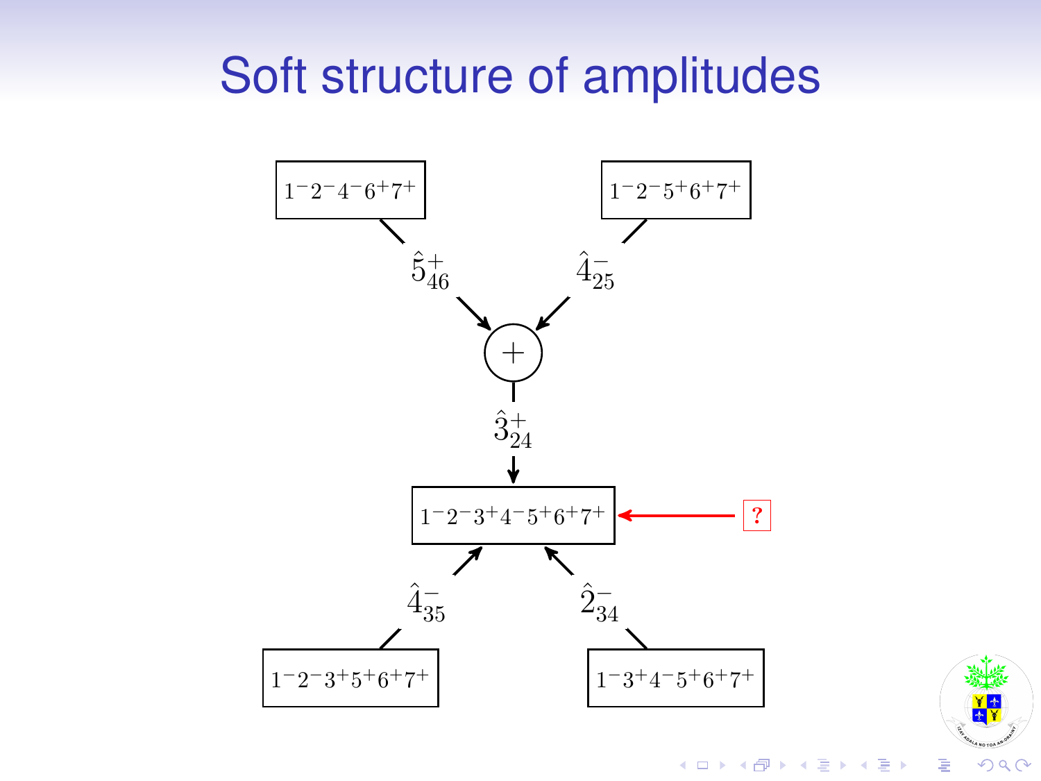# Soft structure of amplitudes

$1^-2^-4^-6^+7^+$

$1^-2^-5^+6^+7^+$

$\hat{5}^+_{46}$

$\hat{4}^-_{25}$

$+$

$\hat{3}^+_{24}$

$1^-2^-3^+4^-5^+6^+7^+$ ← ?

$\hat{4}^-_{35}$

$\hat{2}^-_{34}$

$1^-2^-3^+5^+6^+7^+$

$1^-3^+4^-5^+6^+7^+$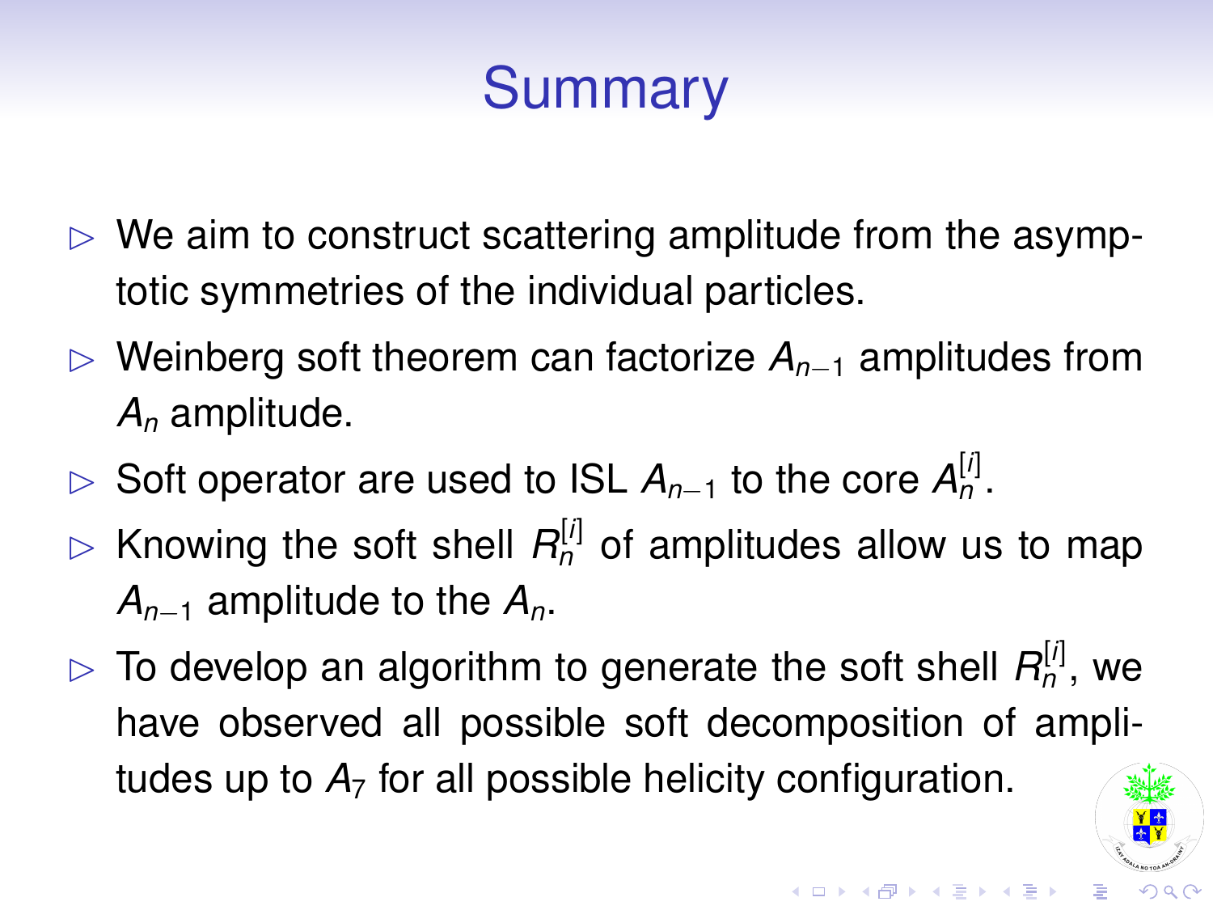# Summary

- We aim to construct scattering amplitude from the asymptotic symmetries of the individual particles.
- Weinberg soft theorem can factorize $A_{n-1}$ amplitudes from $A_n$ amplitude.
- Soft operator are used to ISL $A_{n-1}$ to the core $A_n^{[i]}$.
- Knowing the soft shell $R_n^{[i]}$ of amplitudes allow us to map $A_{n-1}$ amplitude to the $A_n$.
- To develop an algorithm to generate the soft shell $R_n^{[i]}$, we have observed all possible soft decomposition of amplitudes up to $A_7$ for all possible helicity configuration.